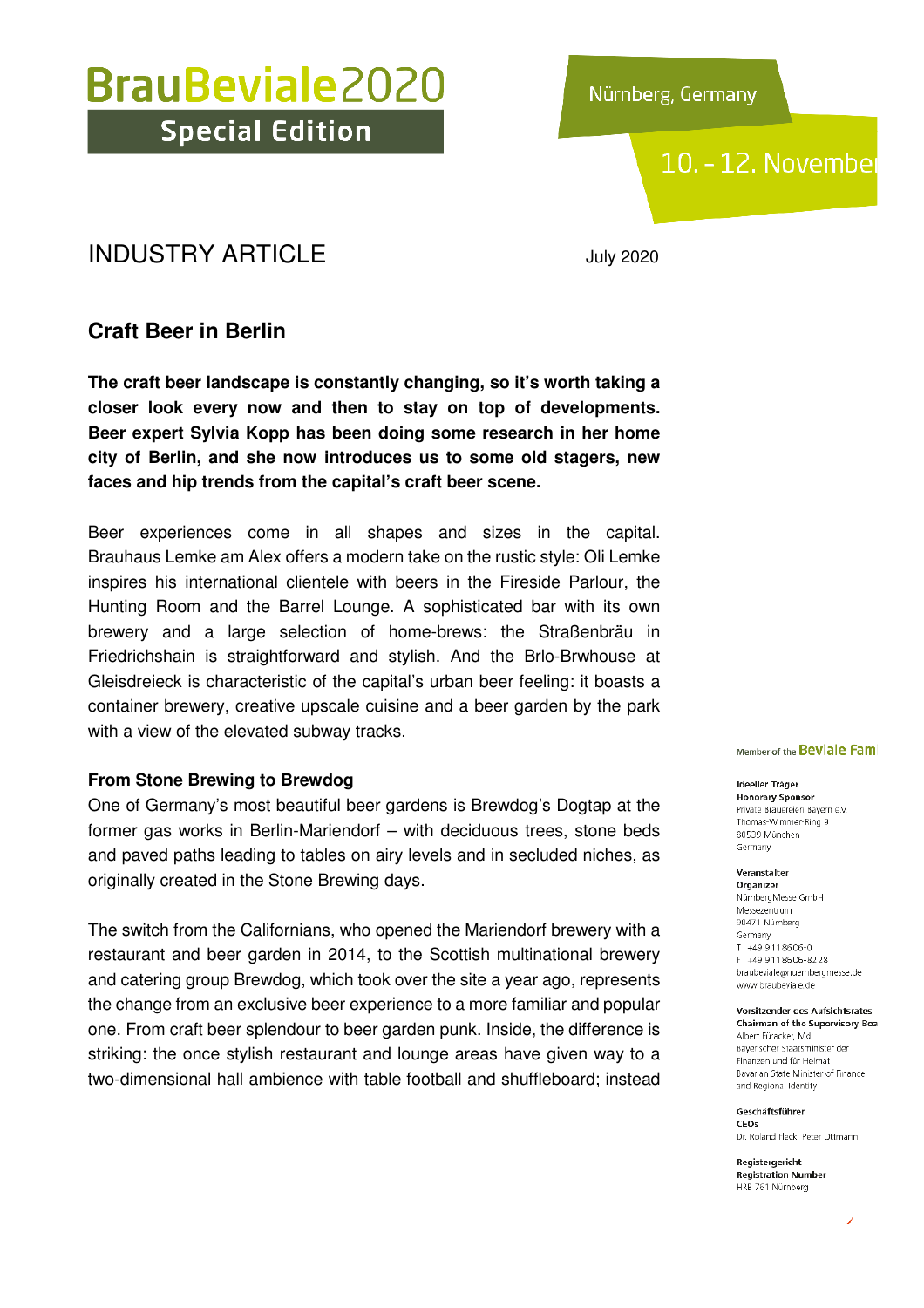# BrauBeviale2020 Special Edition

Nürnberg, Germany

10. - 12. November

## INDUSTRY ARTICLE

July 2020

## Craft Beer in Berlin

**The craft beer landscape is constantly changing, so it's worth taking a closer look every now and then to stay on top of developments. Beer expert Sylvia Kopp has been doing some research in her home city of Berlin, and she now introduces us to some old stagers, new faces and hip trends from the capital's craft beer scene.**

Beer experiences come in all shapes and sizes in the capital. Brauhaus Lemke am Alex offers a modern take on the rustic style: Oli Lemke inspires his international clientele with beers in the Fireside Parlour, the Hunting Room and the Barrel Lounge. A sophisticated bar with its own brewery and a large selection of home-brews: the Straßenbräu in Friedrichshain is straightforward and stylish. And the Brlo-Brwhouse at Gleisdreieck is characteristic of the capital's urban beer feeling: it boasts a container brewery, creative upscale cuisine and a beer garden by the park with a view of the elevated subway tracks.

### From Stone Brewing to Brewdog

One of Germany's most beautiful beer gardens is Brewdog's Dogtap at the former gas works in Berlin-Mariendorf – with deciduous trees, stone beds and paved paths leading to tables on airy levels and in secluded niches, as originally created in the Stone Brewing days.

The switch from the Californians, who opened the Mariendorf brewery with a restaurant and beer garden in 2014, to the Scottish multinational brewery and catering group Brewdog, which took over the site a year ago, represents the change from an exclusive beer experience to a more familiar and popular one. From craft beer splendour to beer garden punk. Inside, the difference is striking: the once stylish restaurant and lounge areas have given way to a two-dimensional hall ambience with table football and shuffleboard; instead

Member of the Beviale Fam

**Ideeller Träger**
**Honorary Sponsor**
Private Brauereien Bayern e.V.
Thomas-Wimmer-Ring 9
80539 München
Germany

**Veranstalter**
**Organizer**
NürnbergMesse GmbH
Messezentrum
90471 Nürnberg
Germany
T +49 9 11 86 06-0
F +49 9 11 86 06-82 28
braubeviale@nuernbergmesse.de
www.braubeviale.de

**Vorsitzender des Aufsichtsrates**
**Chairman of the Supervisory Boa**
Albert Füracker, MdL
Bayerischer Staatsminister der Finanzen und für Heimat
Bavarian State Minister of Finance and Regional Identity

**Geschäftsführer**
**CEOs**
Dr. Roland Fleck, Peter Ottmann

**Registergericht**
**Registration Number**
HRB 761 Nürnberg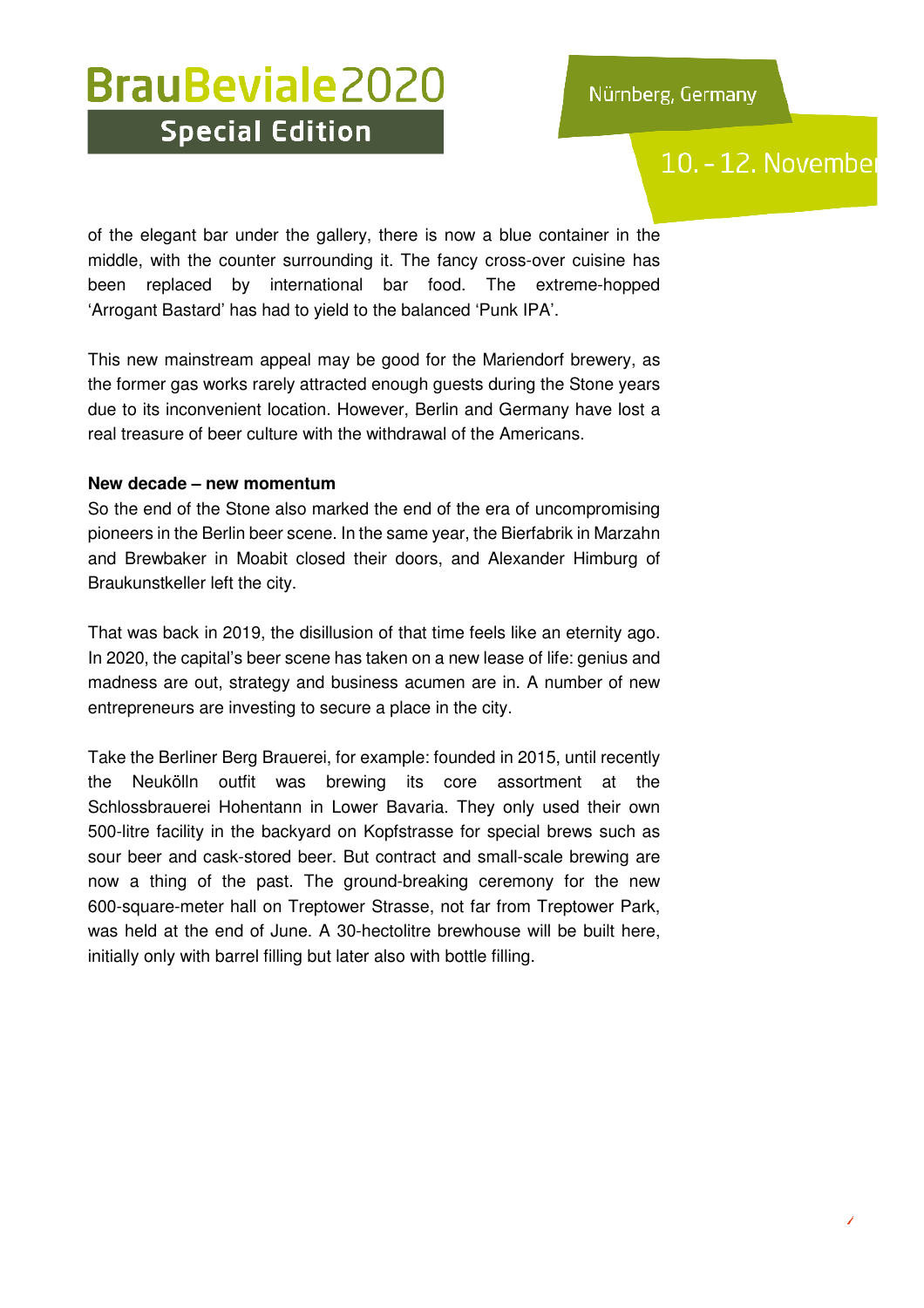of the elegant bar under the gallery, there is now a blue container in the middle, with the counter surrounding it. The fancy cross-over cuisine has been replaced by international bar food. The extreme-hopped 'Arrogant Bastard' has had to yield to the balanced 'Punk IPA'.

This new mainstream appeal may be good for the Mariendorf brewery, as the former gas works rarely attracted enough guests during the Stone years due to its inconvenient location. However, Berlin and Germany have lost a real treasure of beer culture with the withdrawal of the Americans.

**New decade – new momentum**

So the end of the Stone also marked the end of the era of uncompromising pioneers in the Berlin beer scene. In the same year, the Bierfabrik in Marzahn and Brewbaker in Moabit closed their doors, and Alexander Himburg of Braukunstkeller left the city.

That was back in 2019, the disillusion of that time feels like an eternity ago. In 2020, the capital's beer scene has taken on a new lease of life: genius and madness are out, strategy and business acumen are in. A number of new entrepreneurs are investing to secure a place in the city.

Take the Berliner Berg Brauerei, for example: founded in 2015, until recently the Neukölln outfit was brewing its core assortment at the Schlossbrauerei Hohentann in Lower Bavaria. They only used their own 500-litre facility in the backyard on Kopfstrasse for special brews such as sour beer and cask-stored beer. But contract and small-scale brewing are now a thing of the past. The ground-breaking ceremony for the new 600-square-meter hall on Treptower Strasse, not far from Treptower Park, was held at the end of June. A 30-hectolitre brewhouse will be built here, initially only with barrel filling but later also with bottle filling.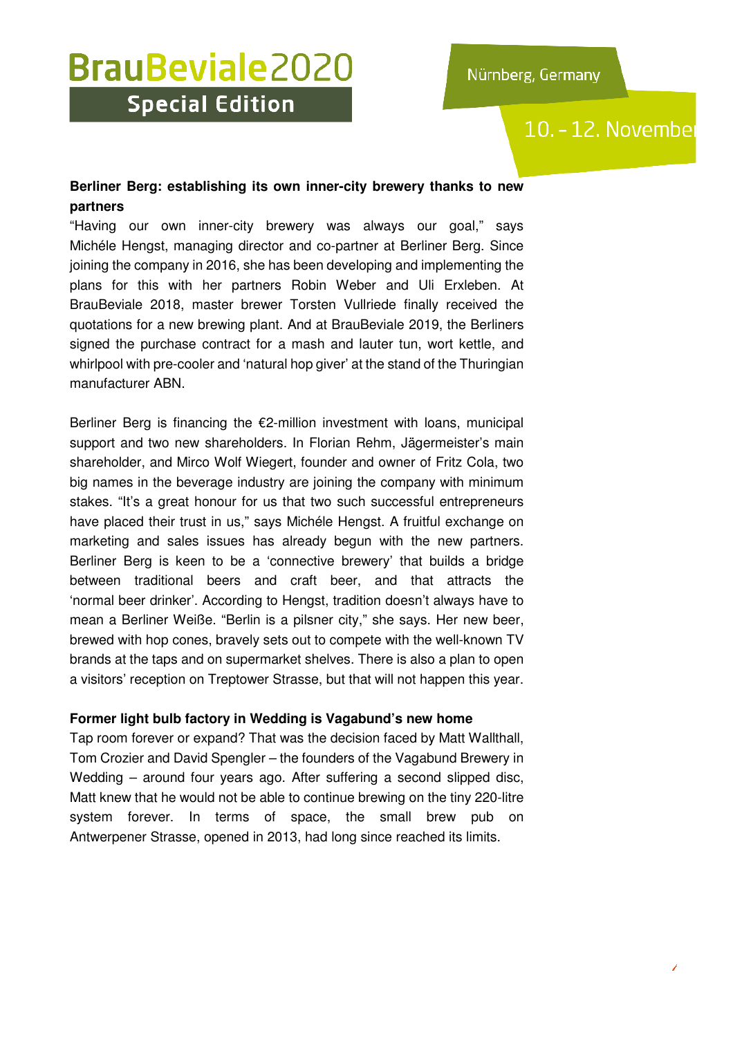**Berliner Berg: establishing its own inner-city brewery thanks to new partners**

"Having our own inner-city brewery was always our goal," says Michéle Hengst, managing director and co-partner at Berliner Berg. Since joining the company in 2016, she has been developing and implementing the plans for this with her partners Robin Weber and Uli Erxleben. At BrauBeviale 2018, master brewer Torsten Vullriede finally received the quotations for a new brewing plant. And at BrauBeviale 2019, the Berliners signed the purchase contract for a mash and lauter tun, wort kettle, and whirlpool with pre-cooler and 'natural hop giver' at the stand of the Thuringian manufacturer ABN.

Berliner Berg is financing the €2-million investment with loans, municipal support and two new shareholders. In Florian Rehm, Jägermeister's main shareholder, and Mirco Wolf Wiegert, founder and owner of Fritz Cola, two big names in the beverage industry are joining the company with minimum stakes. "It's a great honour for us that two such successful entrepreneurs have placed their trust in us," says Michéle Hengst. A fruitful exchange on marketing and sales issues has already begun with the new partners. Berliner Berg is keen to be a 'connective brewery' that builds a bridge between traditional beers and craft beer, and that attracts the 'normal beer drinker'. According to Hengst, tradition doesn't always have to mean a Berliner Weiße. "Berlin is a pilsner city," she says. Her new beer, brewed with hop cones, bravely sets out to compete with the well-known TV brands at the taps and on supermarket shelves. There is also a plan to open a visitors' reception on Treptower Strasse, but that will not happen this year.

**Former light bulb factory in Wedding is Vagabund's new home**

Tap room forever or expand? That was the decision faced by Matt Wallthall, Tom Crozier and David Spengler – the founders of the Vagabund Brewery in Wedding – around four years ago. After suffering a second slipped disc, Matt knew that he would not be able to continue brewing on the tiny 220-litre system forever. In terms of space, the small brew pub on Antwerpener Strasse, opened in 2013, had long since reached its limits.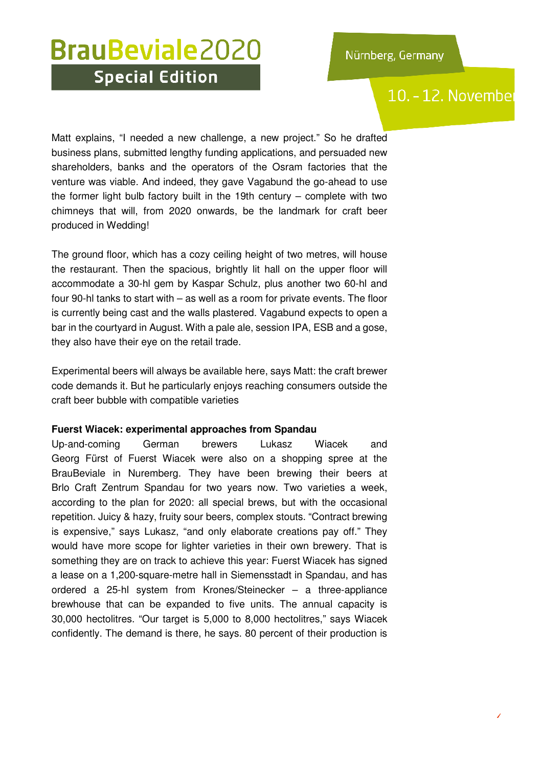Matt explains, “I needed a new challenge, a new project.” So he drafted business plans, submitted lengthy funding applications, and persuaded new shareholders, banks and the operators of the Osram factories that the venture was viable. And indeed, they gave Vagabund the go-ahead to use the former light bulb factory built in the 19th century – complete with two chimneys that will, from 2020 onwards, be the landmark for craft beer produced in Wedding!

The ground floor, which has a cozy ceiling height of two metres, will house the restaurant. Then the spacious, brightly lit hall on the upper floor will accommodate a 30-hl gem by Kaspar Schulz, plus another two 60-hl and four 90-hl tanks to start with – as well as a room for private events. The floor is currently being cast and the walls plastered. Vagabund expects to open a bar in the courtyard in August. With a pale ale, session IPA, ESB and a gose, they also have their eye on the retail trade.

Experimental beers will always be available here, says Matt: the craft brewer code demands it. But he particularly enjoys reaching consumers outside the craft beer bubble with compatible varieties

**Fuerst Wiacek: experimental approaches from Spandau**

Up-and-coming German brewers Lukasz Wiacek and Georg Fürst of Fuerst Wiacek were also on a shopping spree at the BrauBeviale in Nuremberg. They have been brewing their beers at Brlo Craft Zentrum Spandau for two years now. Two varieties a week, according to the plan for 2020: all special brews, but with the occasional repetition. Juicy & hazy, fruity sour beers, complex stouts. “Contract brewing is expensive,” says Lukasz, “and only elaborate creations pay off.” They would have more scope for lighter varieties in their own brewery. That is something they are on track to achieve this year: Fuerst Wiacek has signed a lease on a 1,200-square-metre hall in Siemensstadt in Spandau, and has ordered a 25-hl system from Krones/Steinecker – a three-appliance brewhouse that can be expanded to five units. The annual capacity is 30,000 hectolitres. “Our target is 5,000 to 8,000 hectolitres,” says Wiacek confidently. The demand is there, he says. 80 percent of their production is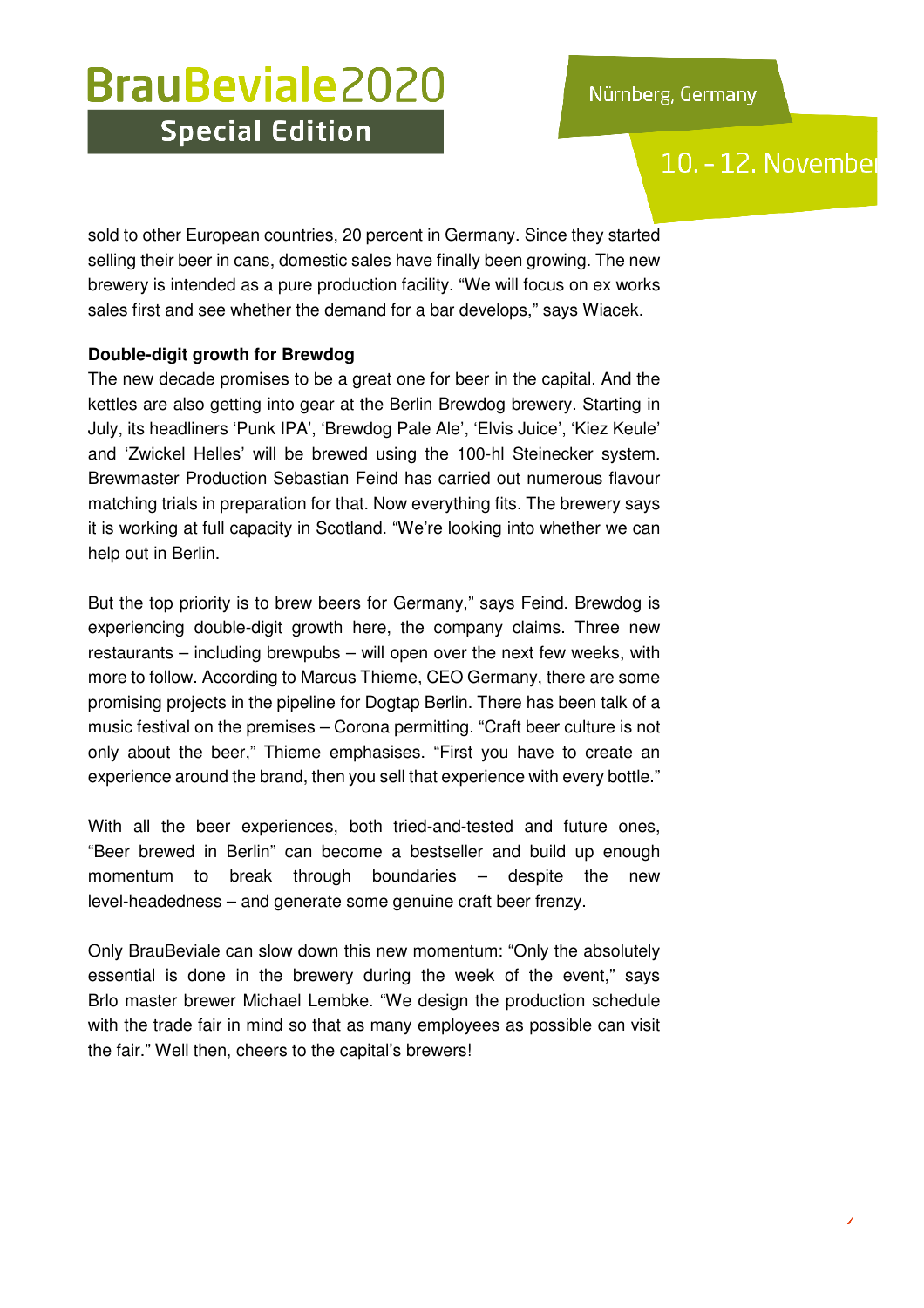sold to other European countries, 20 percent in Germany. Since they started selling their beer in cans, domestic sales have finally been growing. The new brewery is intended as a pure production facility. “We will focus on ex works sales first and see whether the demand for a bar develops,” says Wiacek.

**Double-digit growth for Brewdog**

The new decade promises to be a great one for beer in the capital. And the kettles are also getting into gear at the Berlin Brewdog brewery. Starting in July, its headliners ‘Punk IPA’, ‘Brewdog Pale Ale’, ‘Elvis Juice’, ‘Kiez Keule’ and ‘Zwickel Helles’ will be brewed using the 100-hl Steinecker system. Brewmaster Production Sebastian Feind has carried out numerous flavour matching trials in preparation for that. Now everything fits. The brewery says it is working at full capacity in Scotland. “We’re looking into whether we can help out in Berlin.

But the top priority is to brew beers for Germany,” says Feind. Brewdog is experiencing double-digit growth here, the company claims. Three new restaurants – including brewpubs – will open over the next few weeks, with more to follow. According to Marcus Thieme, CEO Germany, there are some promising projects in the pipeline for Dogtap Berlin. There has been talk of a music festival on the premises – Corona permitting. “Craft beer culture is not only about the beer,” Thieme emphasises. “First you have to create an experience around the brand, then you sell that experience with every bottle.”

With all the beer experiences, both tried-and-tested and future ones, “Beer brewed in Berlin” can become a bestseller and build up enough momentum to break through boundaries – despite the new level-headedness – and generate some genuine craft beer frenzy.

Only BrauBeviale can slow down this new momentum: “Only the absolutely essential is done in the brewery during the week of the event,” says Brlo master brewer Michael Lembke. “We design the production schedule with the trade fair in mind so that as many employees as possible can visit the fair.” Well then, cheers to the capital’s brewers!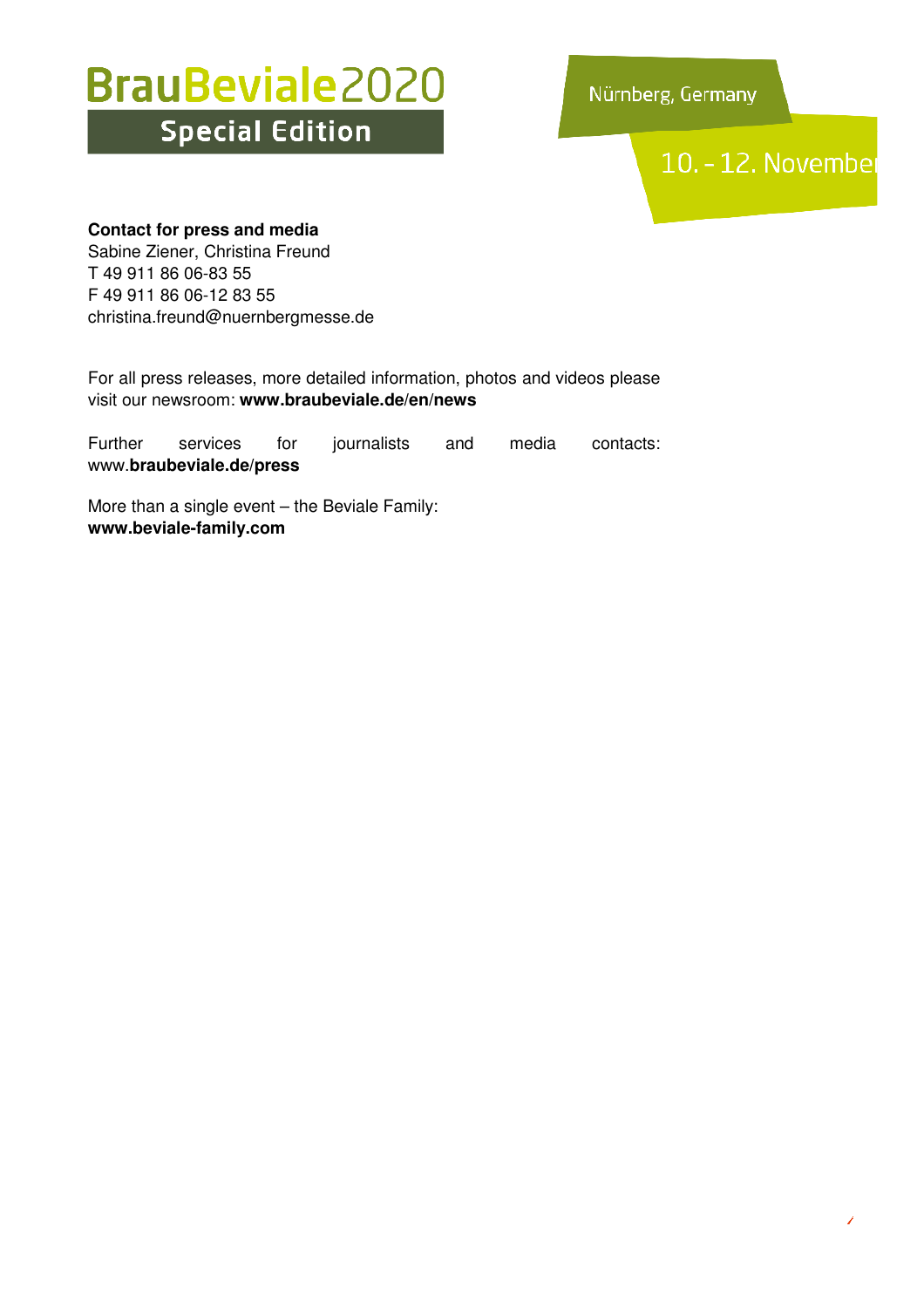**Contact for press and media**
Sabine Ziener, Christina Freund
T 49 911 86 06-83 55
F 49 911 86 06-12 83 55
christina.freund@nuernbergmesse.de

For all press releases, more detailed information, photos and videos please visit our newsroom: **www.braubeviale.de/en/news**

Further services for journalists and media contacts: www.**braubeviale.de**/**press**

More than a single event – the Beviale Family:
**www.beviale-family.com**